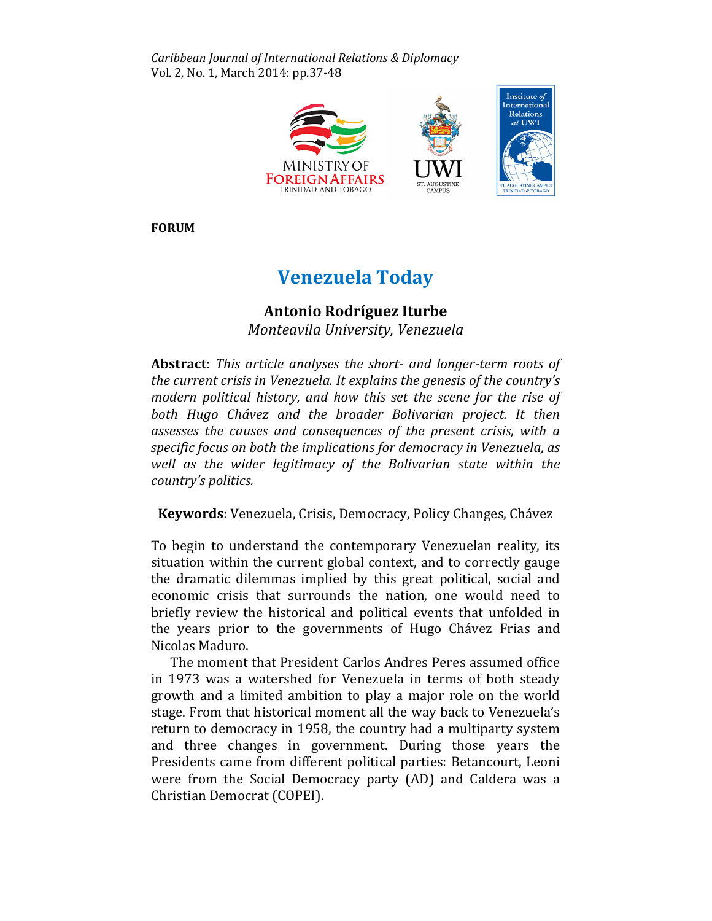FORUM

# Venezuela Today

**Antonio Rodríguez Iturbe**
*Monteavila University, Venezuela*

**Abstract**: *This article analyses the short- and longer-term roots of the current crisis in Venezuela. It explains the genesis of the country's modern political history, and how this set the scene for the rise of both Hugo Chávez and the broader Bolivarian project. It then assesses the causes and consequences of the present crisis, with a specific focus on both the implications for democracy in Venezuela, as well as the wider legitimacy of the Bolivarian state within the country's politics.*

**Keywords**: Venezuela, Crisis, Democracy, Policy Changes, Chávez

To begin to understand the contemporary Venezuelan reality, its situation within the current global context, and to correctly gauge the dramatic dilemmas implied by this great political, social and economic crisis that surrounds the nation, one would need to briefly review the historical and political events that unfolded in the years prior to the governments of Hugo Chávez Frias and Nicolas Maduro.

The moment that President Carlos Andres Peres assumed office in 1973 was a watershed for Venezuela in terms of both steady growth and a limited ambition to play a major role on the world stage. From that historical moment all the way back to Venezuela's return to democracy in 1958, the country had a multiparty system and three changes in government. During those years the Presidents came from different political parties: Betancourt, Leoni were from the Social Democracy party (AD) and Caldera was a Christian Democrat (COPEI).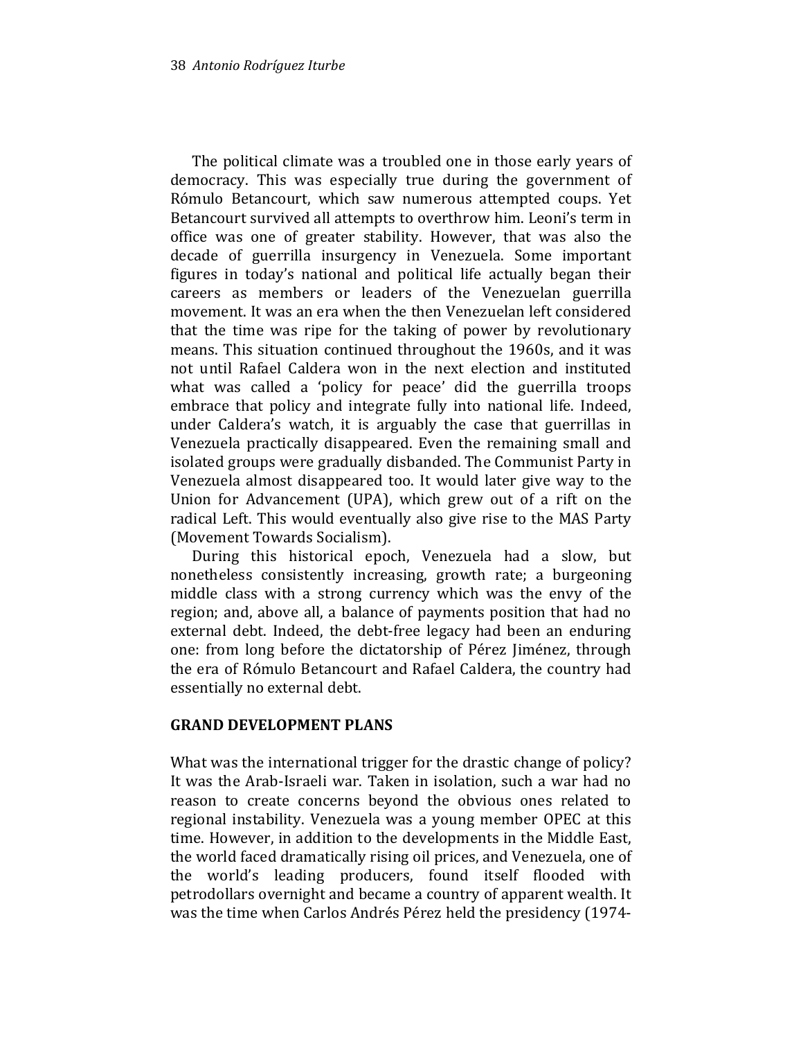The political climate was a troubled one in those early years of democracy. This was especially true during the government of Rómulo Betancourt, which saw numerous attempted coups. Yet Betancourt survived all attempts to overthrow him. Leoni's term in office was one of greater stability. However, that was also the decade of guerrilla insurgency in Venezuela. Some important figures in today's national and political life actually began their careers as members or leaders of the Venezuelan guerrilla movement. It was an era when the then Venezuelan left considered that the time was ripe for the taking of power by revolutionary means. This situation continued throughout the 1960s, and it was not until Rafael Caldera won in the next election and instituted what was called a 'policy for peace' did the guerrilla troops embrace that policy and integrate fully into national life. Indeed, under Caldera's watch, it is arguably the case that guerrillas in Venezuela practically disappeared. Even the remaining small and isolated groups were gradually disbanded. The Communist Party in Venezuela almost disappeared too. It would later give way to the Union for Advancement (UPA), which grew out of a rift on the radical Left. This would eventually also give rise to the MAS Party (Movement Towards Socialism).

During this historical epoch, Venezuela had a slow, but nonetheless consistently increasing, growth rate; a burgeoning middle class with a strong currency which was the envy of the region; and, above all, a balance of payments position that had no external debt. Indeed, the debt-free legacy had been an enduring one: from long before the dictatorship of Pérez Jiménez, through the era of Rómulo Betancourt and Rafael Caldera, the country had essentially no external debt.

## GRAND DEVELOPMENT PLANS

What was the international trigger for the drastic change of policy? It was the Arab-Israeli war. Taken in isolation, such a war had no reason to create concerns beyond the obvious ones related to regional instability. Venezuela was a young member OPEC at this time. However, in addition to the developments in the Middle East, the world faced dramatically rising oil prices, and Venezuela, one of the world's leading producers, found itself flooded with petrodollars overnight and became a country of apparent wealth. It was the time when Carlos Andrés Pérez held the presidency (1974-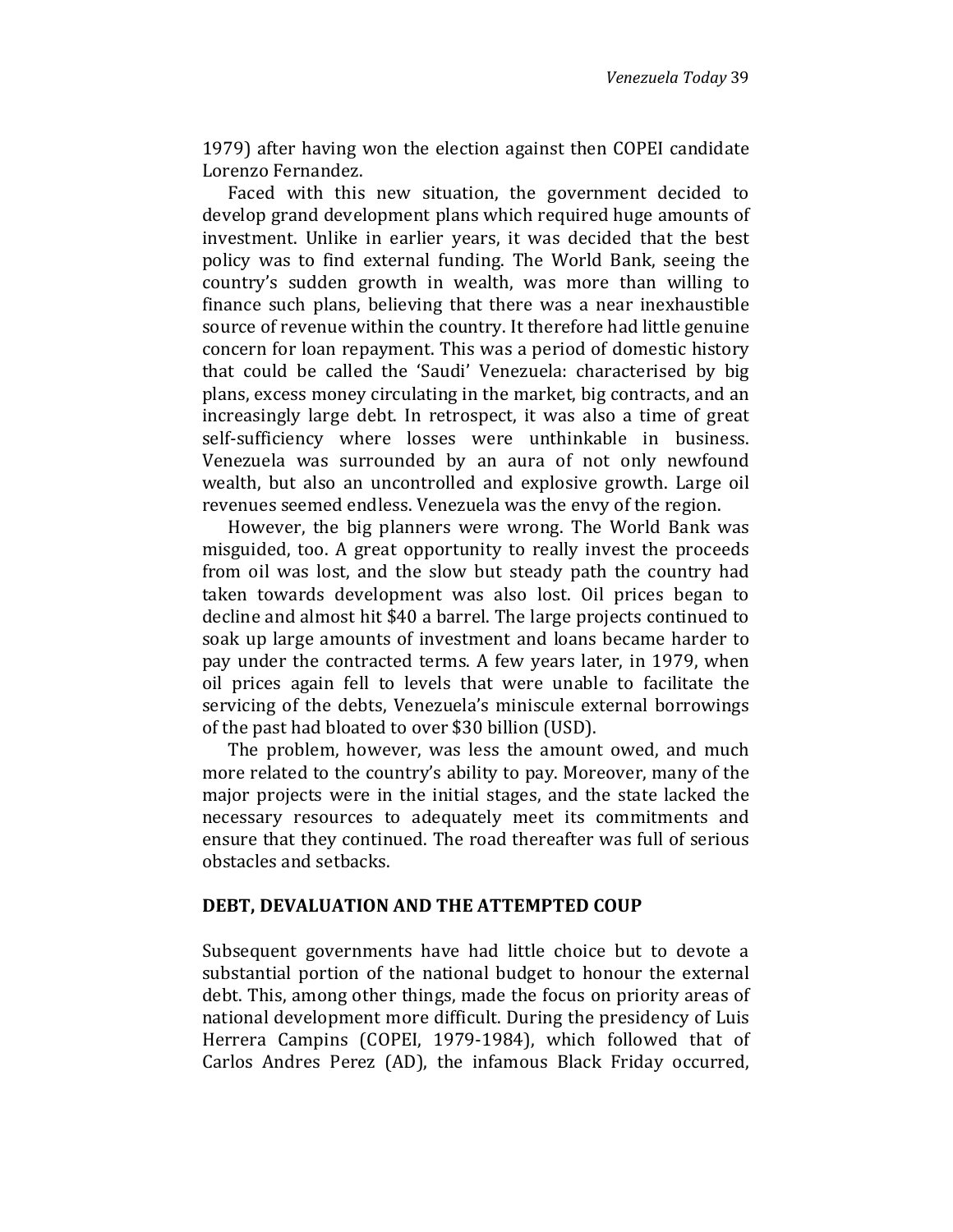1979) after having won the election against then COPEI candidate Lorenzo Fernandez.

Faced with this new situation, the government decided to develop grand development plans which required huge amounts of investment. Unlike in earlier years, it was decided that the best policy was to find external funding. The World Bank, seeing the country's sudden growth in wealth, was more than willing to finance such plans, believing that there was a near inexhaustible source of revenue within the country. It therefore had little genuine concern for loan repayment. This was a period of domestic history that could be called the 'Saudi' Venezuela: characterised by big plans, excess money circulating in the market, big contracts, and an increasingly large debt. In retrospect, it was also a time of great self-sufficiency where losses were unthinkable in business. Venezuela was surrounded by an aura of not only newfound wealth, but also an uncontrolled and explosive growth. Large oil revenues seemed endless. Venezuela was the envy of the region.

However, the big planners were wrong. The World Bank was misguided, too. A great opportunity to really invest the proceeds from oil was lost, and the slow but steady path the country had taken towards development was also lost. Oil prices began to decline and almost hit $40 a barrel. The large projects continued to soak up large amounts of investment and loans became harder to pay under the contracted terms. A few years later, in 1979, when oil prices again fell to levels that were unable to facilitate the servicing of the debts, Venezuela's miniscule external borrowings of the past had bloated to over $30 billion (USD).

The problem, however, was less the amount owed, and much more related to the country's ability to pay. Moreover, many of the major projects were in the initial stages, and the state lacked the necessary resources to adequately meet its commitments and ensure that they continued. The road thereafter was full of serious obstacles and setbacks.

## DEBT, DEVALUATION AND THE ATTEMPTED COUP

Subsequent governments have had little choice but to devote a substantial portion of the national budget to honour the external debt. This, among other things, made the focus on priority areas of national development more difficult. During the presidency of Luis Herrera Campins (COPEI, 1979-1984), which followed that of Carlos Andres Perez (AD), the infamous Black Friday occurred,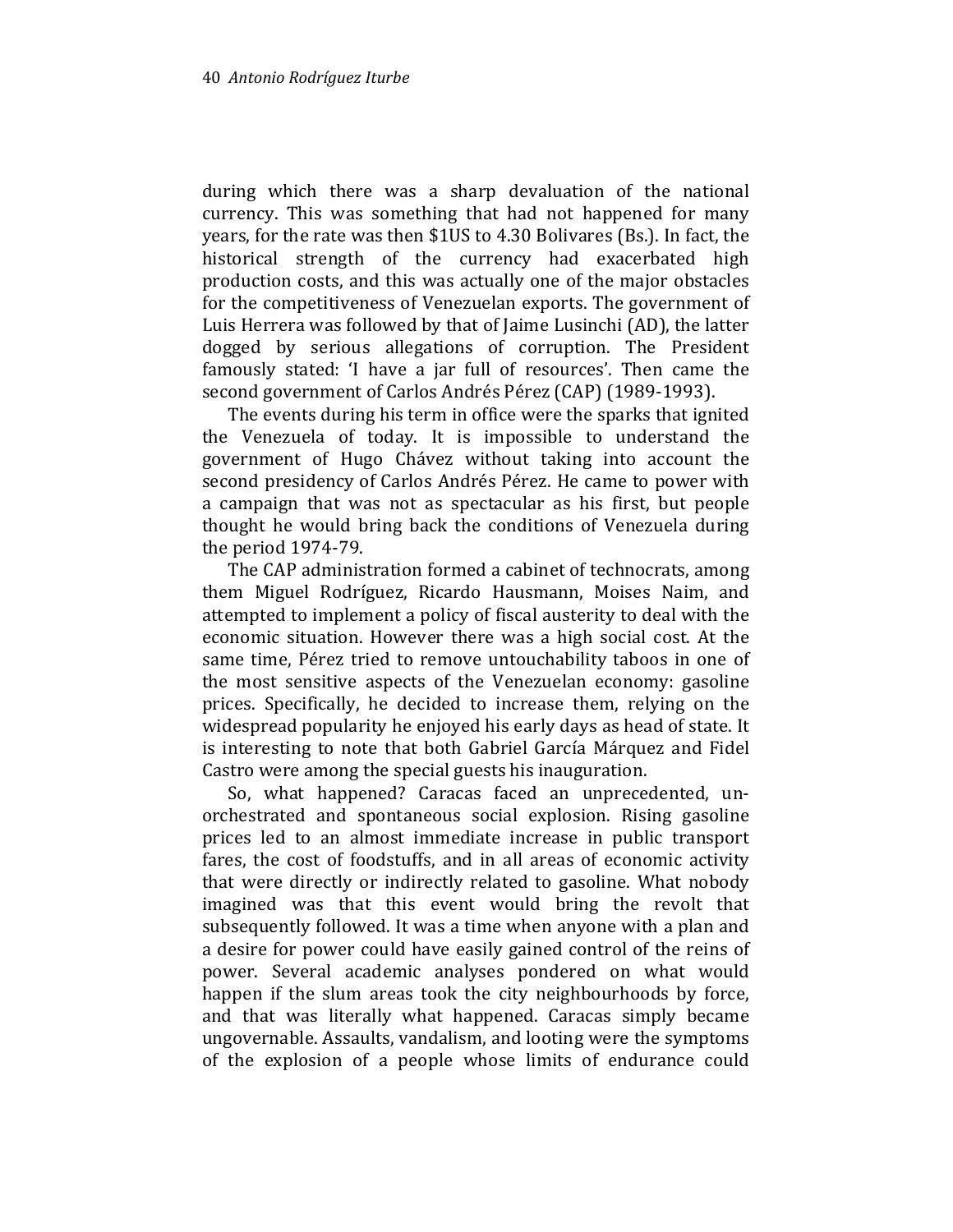during which there was a sharp devaluation of the national currency. This was something that had not happened for many years, for the rate was then $1US to 4.30 Bolivares (Bs.). In fact, the historical strength of the currency had exacerbated high production costs, and this was actually one of the major obstacles for the competitiveness of Venezuelan exports. The government of Luis Herrera was followed by that of Jaime Lusinchi (AD), the latter dogged by serious allegations of corruption. The President famously stated: 'I have a jar full of resources'. Then came the second government of Carlos Andrés Pérez (CAP) (1989-1993).

The events during his term in office were the sparks that ignited the Venezuela of today. It is impossible to understand the government of Hugo Chávez without taking into account the second presidency of Carlos Andrés Pérez. He came to power with a campaign that was not as spectacular as his first, but people thought he would bring back the conditions of Venezuela during the period 1974-79.

The CAP administration formed a cabinet of technocrats, among them Miguel Rodríguez, Ricardo Hausmann, Moises Naim, and attempted to implement a policy of fiscal austerity to deal with the economic situation. However there was a high social cost. At the same time, Pérez tried to remove untouchability taboos in one of the most sensitive aspects of the Venezuelan economy: gasoline prices. Specifically, he decided to increase them, relying on the widespread popularity he enjoyed his early days as head of state. It is interesting to note that both Gabriel García Márquez and Fidel Castro were among the special guests his inauguration.

So, what happened? Caracas faced an unprecedented, un-orchestrated and spontaneous social explosion. Rising gasoline prices led to an almost immediate increase in public transport fares, the cost of foodstuffs, and in all areas of economic activity that were directly or indirectly related to gasoline. What nobody imagined was that this event would bring the revolt that subsequently followed. It was a time when anyone with a plan and a desire for power could have easily gained control of the reins of power. Several academic analyses pondered on what would happen if the slum areas took the city neighbourhoods by force, and that was literally what happened. Caracas simply became ungovernable. Assaults, vandalism, and looting were the symptoms of the explosion of a people whose limits of endurance could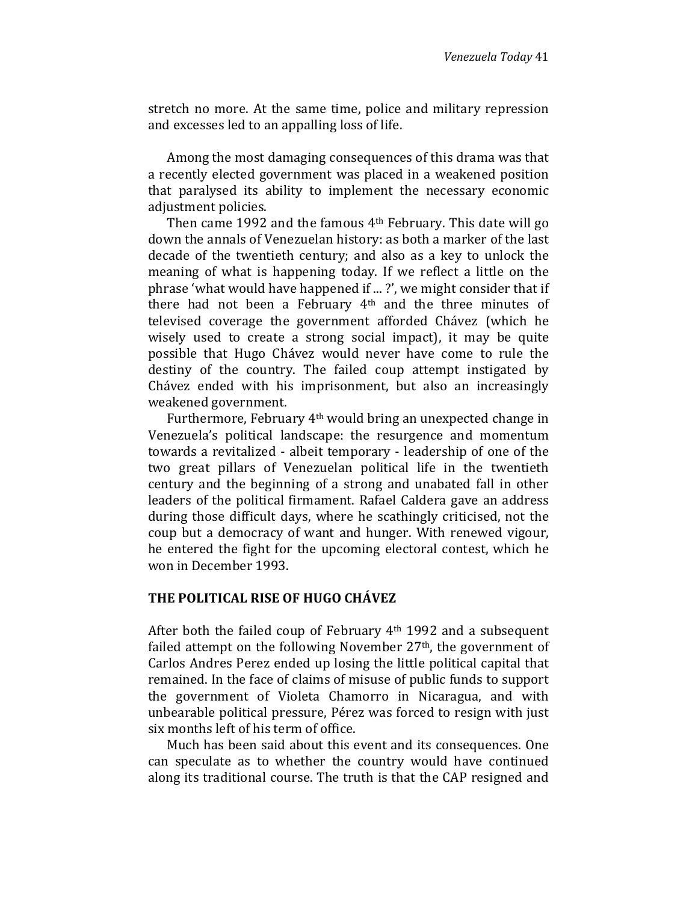stretch no more. At the same time, police and military repression and excesses led to an appalling loss of life.

Among the most damaging consequences of this drama was that a recently elected government was placed in a weakened position that paralysed its ability to implement the necessary economic adjustment policies.

Then came 1992 and the famous 4th February. This date will go down the annals of Venezuelan history: as both a marker of the last decade of the twentieth century; and also as a key to unlock the meaning of what is happening today. If we reflect a little on the phrase 'what would have happened if ... ?', we might consider that if there had not been a February 4th and the three minutes of televised coverage the government afforded Chávez (which he wisely used to create a strong social impact), it may be quite possible that Hugo Chávez would never have come to rule the destiny of the country. The failed coup attempt instigated by Chávez ended with his imprisonment, but also an increasingly weakened government.

Furthermore, February 4th would bring an unexpected change in Venezuela's political landscape: the resurgence and momentum towards a revitalized - albeit temporary - leadership of one of the two great pillars of Venezuelan political life in the twentieth century and the beginning of a strong and unabated fall in other leaders of the political firmament. Rafael Caldera gave an address during those difficult days, where he scathingly criticised, not the coup but a democracy of want and hunger. With renewed vigour, he entered the fight for the upcoming electoral contest, which he won in December 1993.

## THE POLITICAL RISE OF HUGO CHÁVEZ

After both the failed coup of February 4th 1992 and a subsequent failed attempt on the following November 27th, the government of Carlos Andres Perez ended up losing the little political capital that remained. In the face of claims of misuse of public funds to support the government of Violeta Chamorro in Nicaragua, and with unbearable political pressure, Pérez was forced to resign with just six months left of his term of office.

Much has been said about this event and its consequences. One can speculate as to whether the country would have continued along its traditional course. The truth is that the CAP resigned and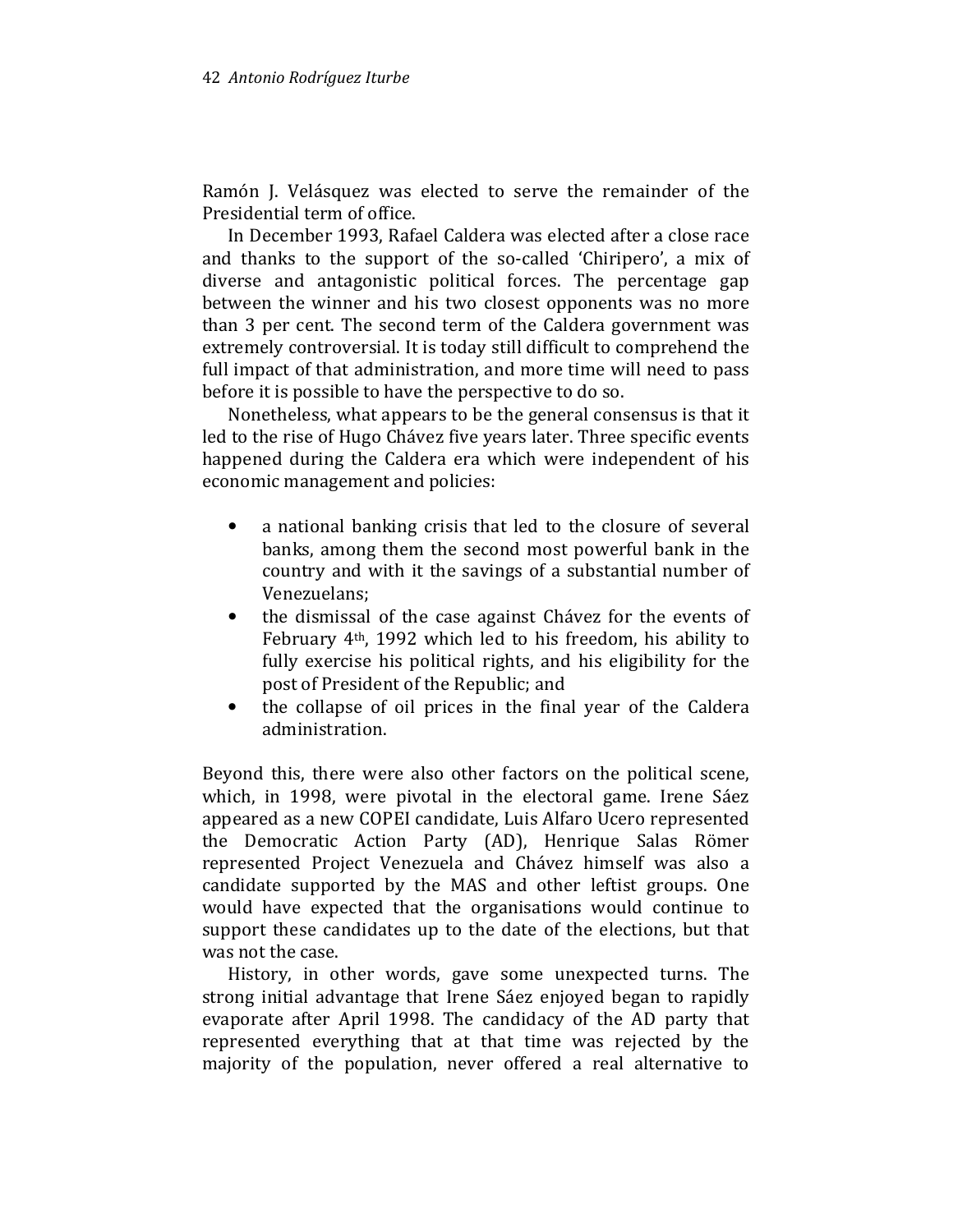Ramón J. Velásquez was elected to serve the remainder of the Presidential term of office.

In December 1993, Rafael Caldera was elected after a close race and thanks to the support of the so-called 'Chiripero', a mix of diverse and antagonistic political forces. The percentage gap between the winner and his two closest opponents was no more than 3 per cent. The second term of the Caldera government was extremely controversial. It is today still difficult to comprehend the full impact of that administration, and more time will need to pass before it is possible to have the perspective to do so.

Nonetheless, what appears to be the general consensus is that it led to the rise of Hugo Chávez five years later. Three specific events happened during the Caldera era which were independent of his economic management and policies:

- a national banking crisis that led to the closure of several banks, among them the second most powerful bank in the country and with it the savings of a substantial number of Venezuelans;
- the dismissal of the case against Chávez for the events of February 4th, 1992 which led to his freedom, his ability to fully exercise his political rights, and his eligibility for the post of President of the Republic; and
- the collapse of oil prices in the final year of the Caldera administration.

Beyond this, there were also other factors on the political scene, which, in 1998, were pivotal in the electoral game. Irene Sáez appeared as a new COPEI candidate, Luis Alfaro Ucero represented the Democratic Action Party (AD), Henrique Salas Römer represented Project Venezuela and Chávez himself was also a candidate supported by the MAS and other leftist groups. One would have expected that the organisations would continue to support these candidates up to the date of the elections, but that was not the case.

History, in other words, gave some unexpected turns. The strong initial advantage that Irene Sáez enjoyed began to rapidly evaporate after April 1998. The candidacy of the AD party that represented everything that at that time was rejected by the majority of the population, never offered a real alternative to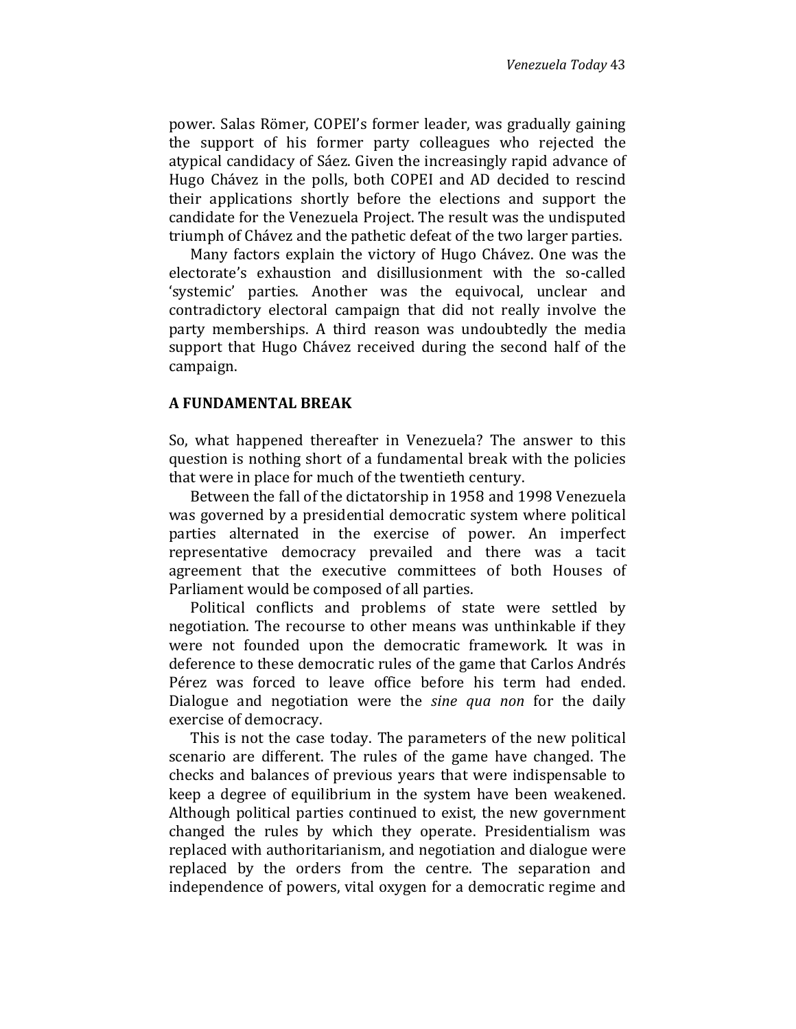power. Salas Römer, COPEI's former leader, was gradually gaining the support of his former party colleagues who rejected the atypical candidacy of Sáez. Given the increasingly rapid advance of Hugo Chávez in the polls, both COPEI and AD decided to rescind their applications shortly before the elections and support the candidate for the Venezuela Project. The result was the undisputed triumph of Chávez and the pathetic defeat of the two larger parties.

Many factors explain the victory of Hugo Chávez. One was the electorate's exhaustion and disillusionment with the so-called 'systemic' parties. Another was the equivocal, unclear and contradictory electoral campaign that did not really involve the party memberships. A third reason was undoubtedly the media support that Hugo Chávez received during the second half of the campaign.

## A FUNDAMENTAL BREAK

So, what happened thereafter in Venezuela? The answer to this question is nothing short of a fundamental break with the policies that were in place for much of the twentieth century.

Between the fall of the dictatorship in 1958 and 1998 Venezuela was governed by a presidential democratic system where political parties alternated in the exercise of power. An imperfect representative democracy prevailed and there was a tacit agreement that the executive committees of both Houses of Parliament would be composed of all parties.

Political conflicts and problems of state were settled by negotiation. The recourse to other means was unthinkable if they were not founded upon the democratic framework. It was in deference to these democratic rules of the game that Carlos Andrés Pérez was forced to leave office before his term had ended. Dialogue and negotiation were the *sine qua non* for the daily exercise of democracy.

This is not the case today. The parameters of the new political scenario are different. The rules of the game have changed. The checks and balances of previous years that were indispensable to keep a degree of equilibrium in the system have been weakened. Although political parties continued to exist, the new government changed the rules by which they operate. Presidentialism was replaced with authoritarianism, and negotiation and dialogue were replaced by the orders from the centre. The separation and independence of powers, vital oxygen for a democratic regime and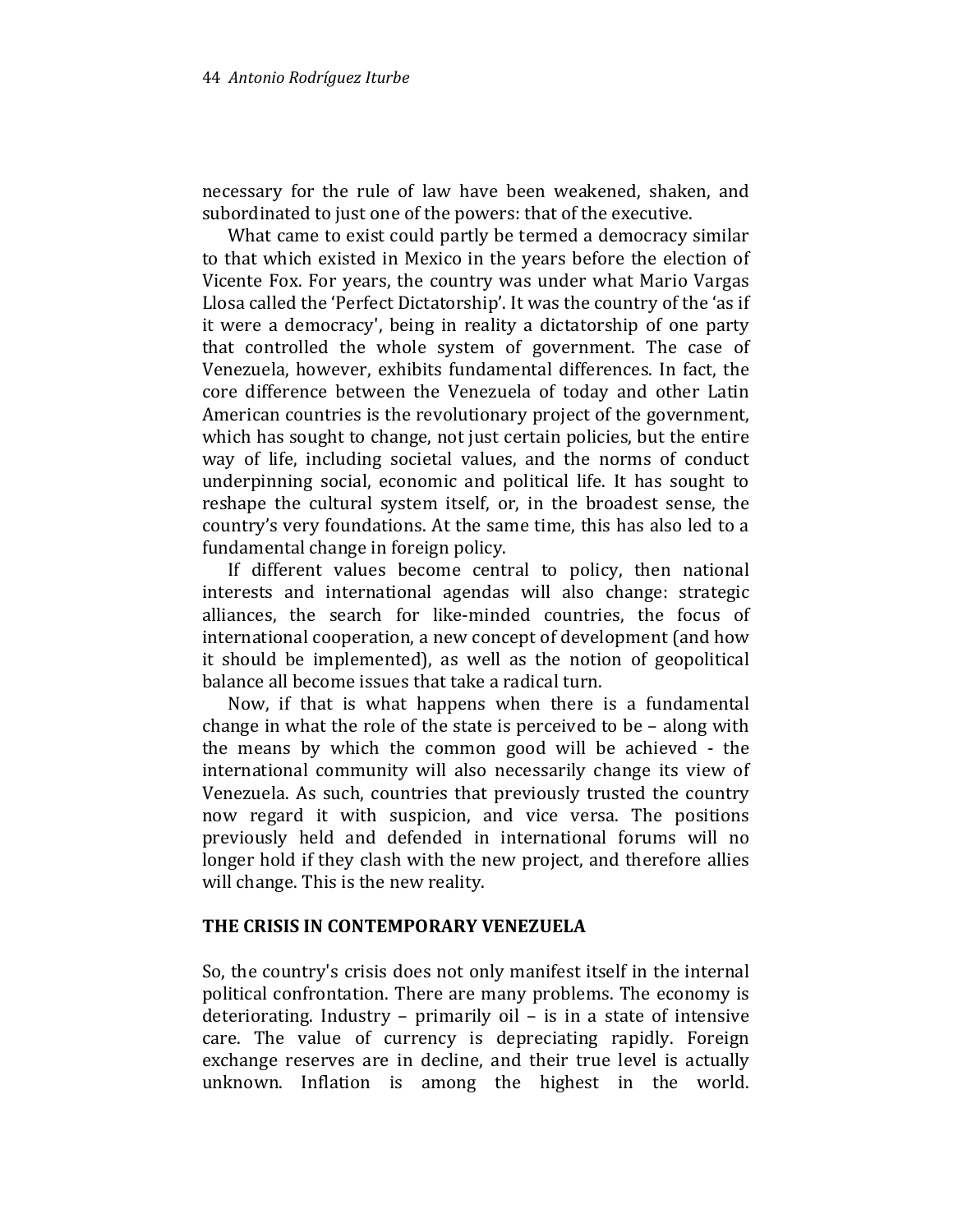necessary for the rule of law have been weakened, shaken, and subordinated to just one of the powers: that of the executive.

What came to exist could partly be termed a democracy similar to that which existed in Mexico in the years before the election of Vicente Fox. For years, the country was under what Mario Vargas Llosa called the 'Perfect Dictatorship'. It was the country of the 'as if it were a democracy', being in reality a dictatorship of one party that controlled the whole system of government. The case of Venezuela, however, exhibits fundamental differences. In fact, the core difference between the Venezuela of today and other Latin American countries is the revolutionary project of the government, which has sought to change, not just certain policies, but the entire way of life, including societal values, and the norms of conduct underpinning social, economic and political life. It has sought to reshape the cultural system itself, or, in the broadest sense, the country's very foundations. At the same time, this has also led to a fundamental change in foreign policy.

If different values become central to policy, then national interests and international agendas will also change: strategic alliances, the search for like-minded countries, the focus of international cooperation, a new concept of development (and how it should be implemented), as well as the notion of geopolitical balance all become issues that take a radical turn.

Now, if that is what happens when there is a fundamental change in what the role of the state is perceived to be – along with the means by which the common good will be achieved - the international community will also necessarily change its view of Venezuela. As such, countries that previously trusted the country now regard it with suspicion, and vice versa. The positions previously held and defended in international forums will no longer hold if they clash with the new project, and therefore allies will change. This is the new reality.

## THE CRISIS IN CONTEMPORARY VENEZUELA

So, the country's crisis does not only manifest itself in the internal political confrontation. There are many problems. The economy is deteriorating. Industry – primarily oil – is in a state of intensive care. The value of currency is depreciating rapidly. Foreign exchange reserves are in decline, and their true level is actually unknown. Inflation is among the highest in the world.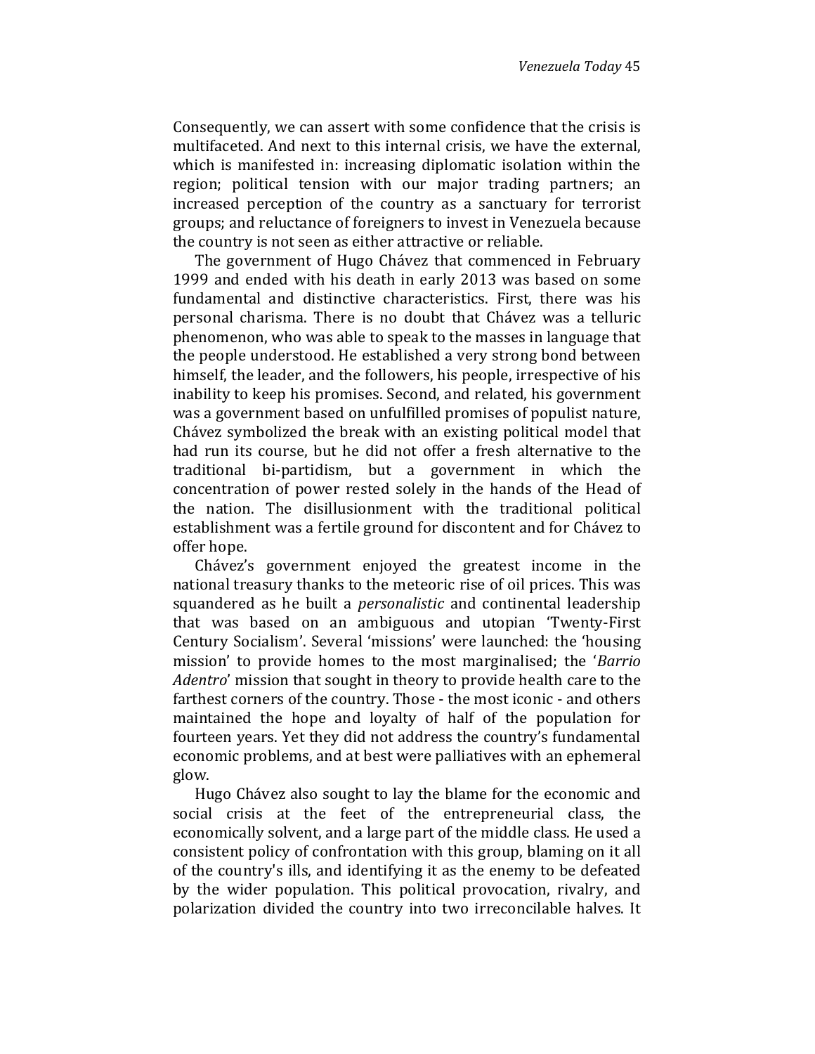Consequently, we can assert with some confidence that the crisis is multifaceted. And next to this internal crisis, we have the external, which is manifested in: increasing diplomatic isolation within the region; political tension with our major trading partners; an increased perception of the country as a sanctuary for terrorist groups; and reluctance of foreigners to invest in Venezuela because the country is not seen as either attractive or reliable.

The government of Hugo Chávez that commenced in February 1999 and ended with his death in early 2013 was based on some fundamental and distinctive characteristics. First, there was his personal charisma. There is no doubt that Chávez was a telluric phenomenon, who was able to speak to the masses in language that the people understood. He established a very strong bond between himself, the leader, and the followers, his people, irrespective of his inability to keep his promises. Second, and related, his government was a government based on unfulfilled promises of populist nature, Chávez symbolized the break with an existing political model that had run its course, but he did not offer a fresh alternative to the traditional bi-partidism, but a government in which the concentration of power rested solely in the hands of the Head of the nation. The disillusionment with the traditional political establishment was a fertile ground for discontent and for Chávez to offer hope.

Chávez's government enjoyed the greatest income in the national treasury thanks to the meteoric rise of oil prices. This was squandered as he built a *personalistic* and continental leadership that was based on an ambiguous and utopian 'Twenty-First Century Socialism'. Several 'missions' were launched: the 'housing mission' to provide homes to the most marginalised; the '*Barrio Adentro*' mission that sought in theory to provide health care to the farthest corners of the country. Those - the most iconic - and others maintained the hope and loyalty of half of the population for fourteen years. Yet they did not address the country's fundamental economic problems, and at best were palliatives with an ephemeral glow.

Hugo Chávez also sought to lay the blame for the economic and social crisis at the feet of the entrepreneurial class, the economically solvent, and a large part of the middle class. He used a consistent policy of confrontation with this group, blaming on it all of the country's ills, and identifying it as the enemy to be defeated by the wider population. This political provocation, rivalry, and polarization divided the country into two irreconcilable halves. It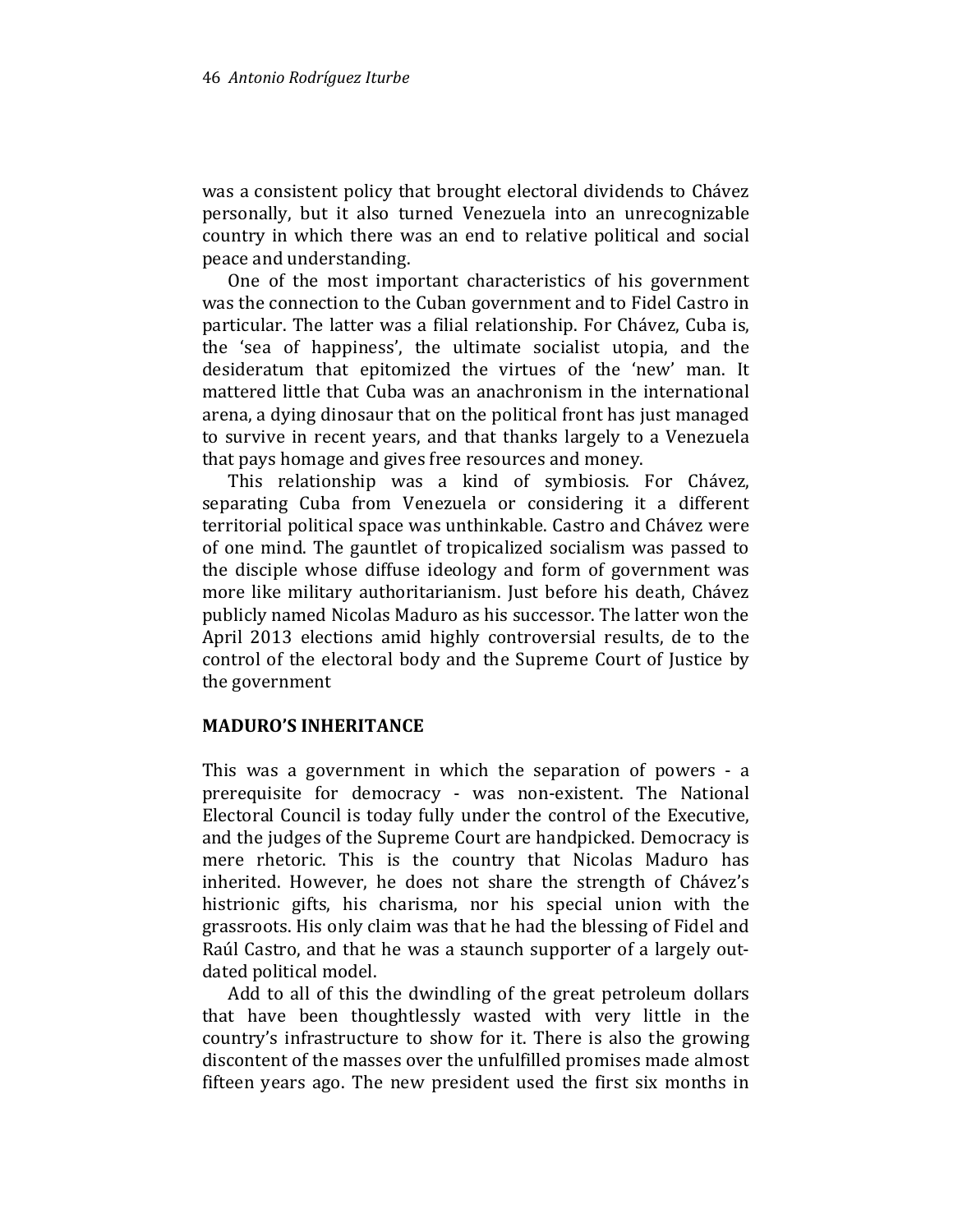was a consistent policy that brought electoral dividends to Chávez personally, but it also turned Venezuela into an unrecognizable country in which there was an end to relative political and social peace and understanding.

One of the most important characteristics of his government was the connection to the Cuban government and to Fidel Castro in particular. The latter was a filial relationship. For Chávez, Cuba is, the 'sea of happiness', the ultimate socialist utopia, and the desideratum that epitomized the virtues of the 'new' man. It mattered little that Cuba was an anachronism in the international arena, a dying dinosaur that on the political front has just managed to survive in recent years, and that thanks largely to a Venezuela that pays homage and gives free resources and money.

This relationship was a kind of symbiosis. For Chávez, separating Cuba from Venezuela or considering it a different territorial political space was unthinkable. Castro and Chávez were of one mind. The gauntlet of tropicalized socialism was passed to the disciple whose diffuse ideology and form of government was more like military authoritarianism. Just before his death, Chávez publicly named Nicolas Maduro as his successor. The latter won the April 2013 elections amid highly controversial results, de to the control of the electoral body and the Supreme Court of Justice by the government

## MADURO'S INHERITANCE

This was a government in which the separation of powers - a prerequisite for democracy - was non-existent. The National Electoral Council is today fully under the control of the Executive, and the judges of the Supreme Court are handpicked. Democracy is mere rhetoric. This is the country that Nicolas Maduro has inherited. However, he does not share the strength of Chávez's histrionic gifts, his charisma, nor his special union with the grassroots. His only claim was that he had the blessing of Fidel and Raúl Castro, and that he was a staunch supporter of a largely out-dated political model.

Add to all of this the dwindling of the great petroleum dollars that have been thoughtlessly wasted with very little in the country's infrastructure to show for it. There is also the growing discontent of the masses over the unfulfilled promises made almost fifteen years ago. The new president used the first six months in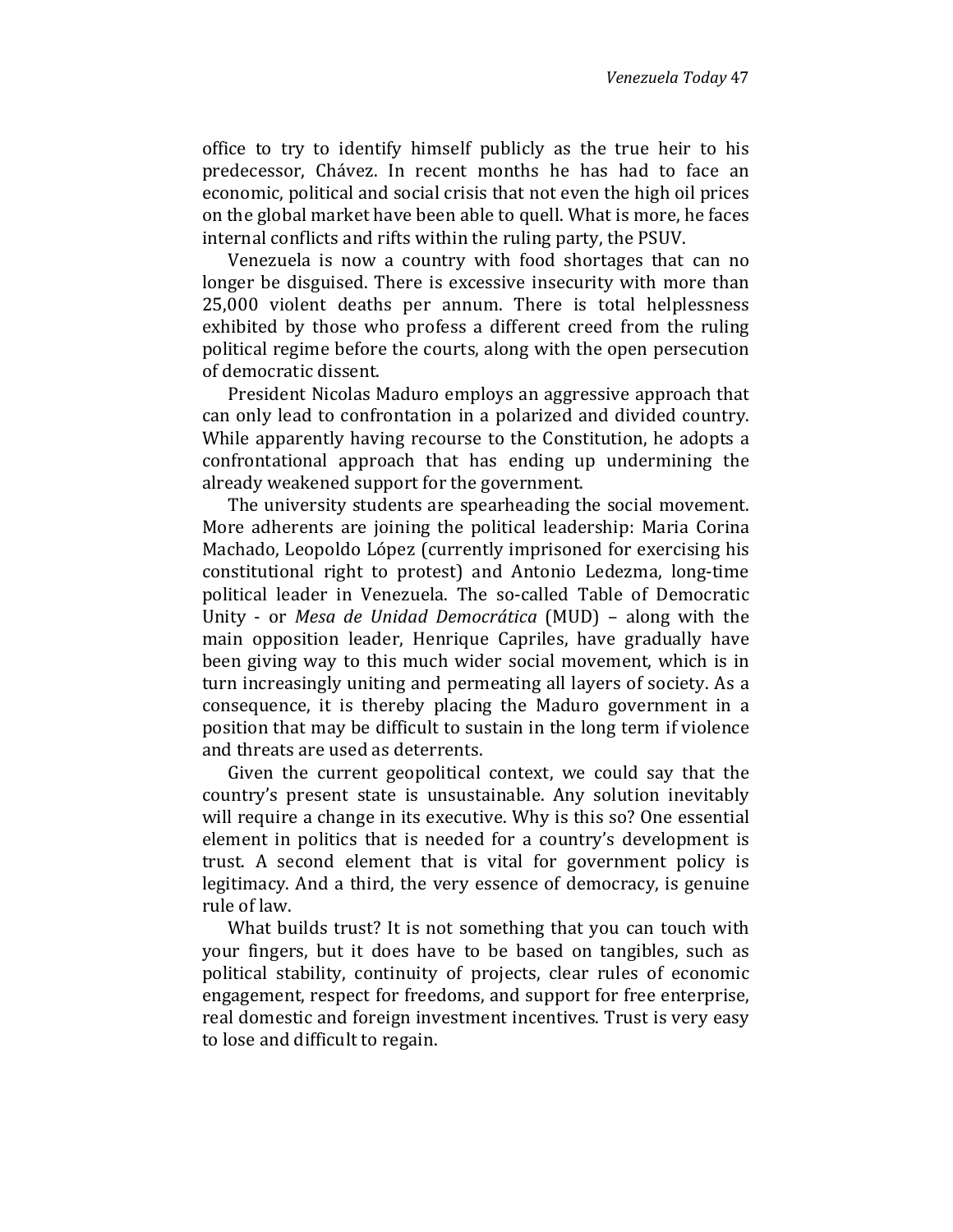office to try to identify himself publicly as the true heir to his predecessor, Chávez. In recent months he has had to face an economic, political and social crisis that not even the high oil prices on the global market have been able to quell. What is more, he faces internal conflicts and rifts within the ruling party, the PSUV.

Venezuela is now a country with food shortages that can no longer be disguised. There is excessive insecurity with more than 25,000 violent deaths per annum. There is total helplessness exhibited by those who profess a different creed from the ruling political regime before the courts, along with the open persecution of democratic dissent.

President Nicolas Maduro employs an aggressive approach that can only lead to confrontation in a polarized and divided country. While apparently having recourse to the Constitution, he adopts a confrontational approach that has ending up undermining the already weakened support for the government.

The university students are spearheading the social movement. More adherents are joining the political leadership: Maria Corina Machado, Leopoldo López (currently imprisoned for exercising his constitutional right to protest) and Antonio Ledezma, long-time political leader in Venezuela. The so-called Table of Democratic Unity - or *Mesa de Unidad Democrática* (MUD) – along with the main opposition leader, Henrique Capriles, have gradually have been giving way to this much wider social movement, which is in turn increasingly uniting and permeating all layers of society. As a consequence, it is thereby placing the Maduro government in a position that may be difficult to sustain in the long term if violence and threats are used as deterrents.

Given the current geopolitical context, we could say that the country's present state is unsustainable. Any solution inevitably will require a change in its executive. Why is this so? One essential element in politics that is needed for a country's development is trust. A second element that is vital for government policy is legitimacy. And a third, the very essence of democracy, is genuine rule of law.

What builds trust? It is not something that you can touch with your fingers, but it does have to be based on tangibles, such as political stability, continuity of projects, clear rules of economic engagement, respect for freedoms, and support for free enterprise, real domestic and foreign investment incentives. Trust is very easy to lose and difficult to regain.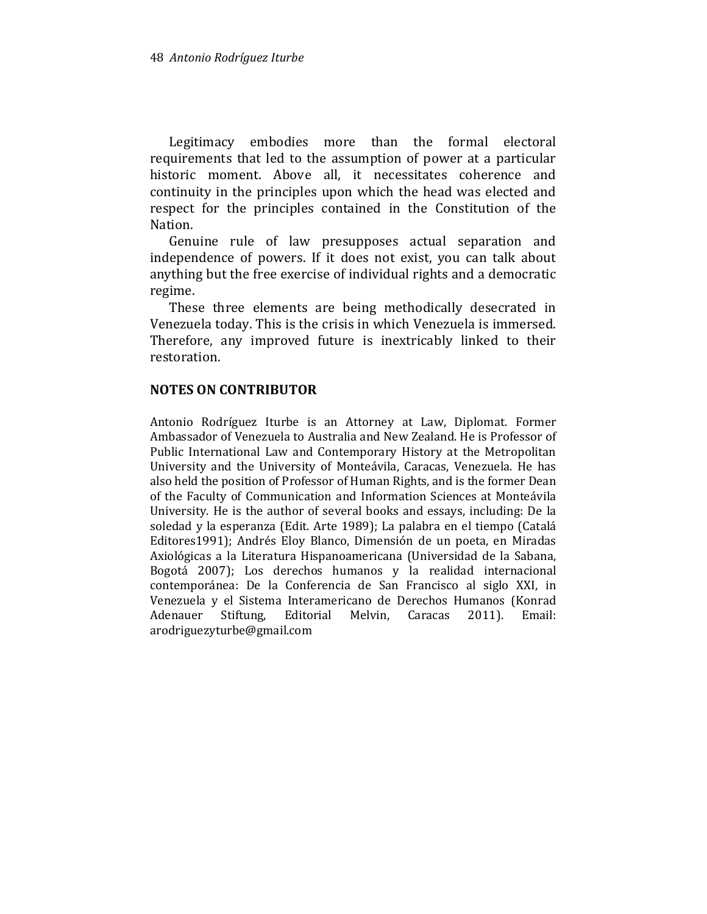Legitimacy embodies more than the formal electoral requirements that led to the assumption of power at a particular historic moment. Above all, it necessitates coherence and continuity in the principles upon which the head was elected and respect for the principles contained in the Constitution of the Nation.

Genuine rule of law presupposes actual separation and independence of powers. If it does not exist, you can talk about anything but the free exercise of individual rights and a democratic regime.

These three elements are being methodically desecrated in Venezuela today. This is the crisis in which Venezuela is immersed. Therefore, any improved future is inextricably linked to their restoration.

## NOTES ON CONTRIBUTOR

Antonio Rodríguez Iturbe is an Attorney at Law, Diplomat. Former Ambassador of Venezuela to Australia and New Zealand. He is Professor of Public International Law and Contemporary History at the Metropolitan University and the University of Monteávila, Caracas, Venezuela. He has also held the position of Professor of Human Rights, and is the former Dean of the Faculty of Communication and Information Sciences at Monteávila University. He is the author of several books and essays, including: De la soledad y la esperanza (Edit. Arte 1989); La palabra en el tiempo (Catalá Editores1991); Andrés Eloy Blanco, Dimensión de un poeta, en Miradas Axiológicas a la Literatura Hispanoamericana (Universidad de la Sabana, Bogotá 2007); Los derechos humanos y la realidad internacional contemporánea: De la Conferencia de San Francisco al siglo XXI, in Venezuela y el Sistema Interamericano de Derechos Humanos (Konrad Adenauer Stiftung, Editorial Melvin, Caracas 2011). Email: arodriguezyturbe@gmail.com